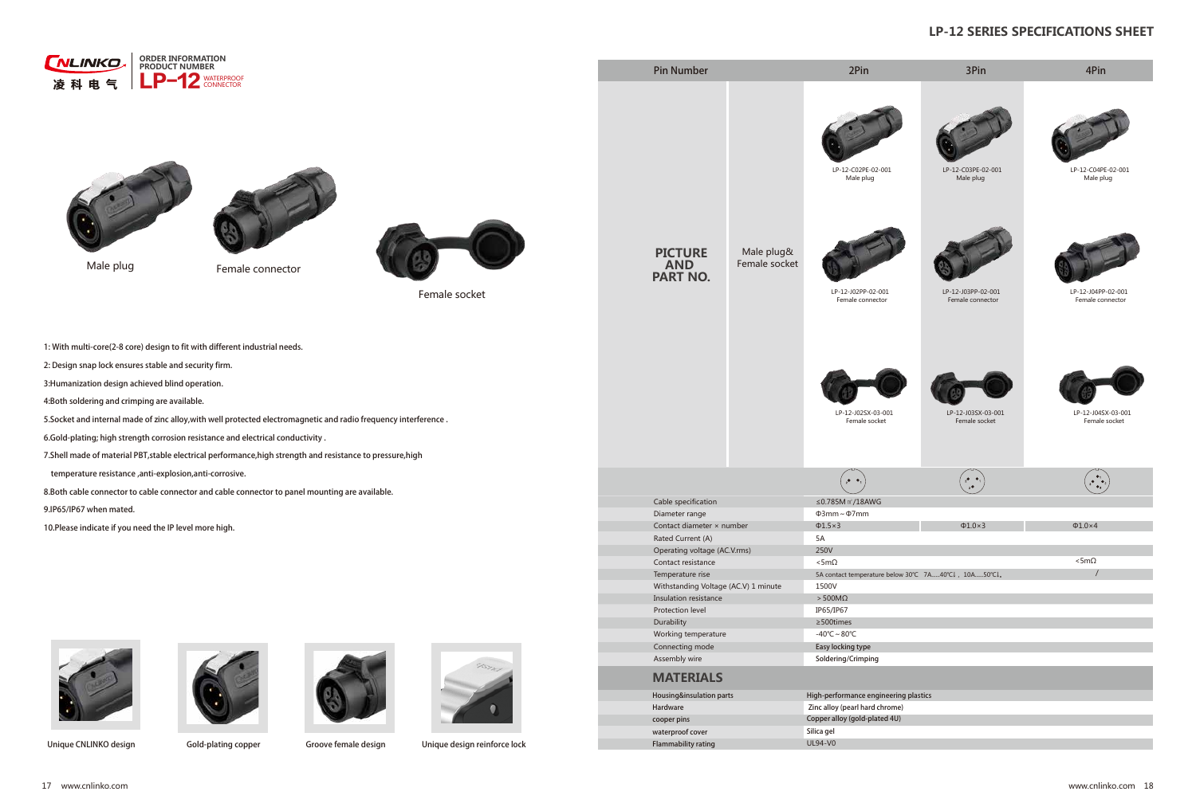# LP-12 SERIES SPECIFICATIONS SHEET

CNLINKO 凌科电气

ORDER INFORMATION
PRODUCT NUMBER
**LP-12** WATERPROOF CONNECTOR

Male plug

Female connector

Female socket

1: With multi-core(2-8 core) design to fit with different industrial needs.

2: Design snap lock ensures stable and security firm.

3:Humanization design achieved blind operation.

4:Both soldering and crimping are available.

5.Socket and internal made of zinc alloy,with well protected electromagnetic and radio frequency interference .

6.Gold-plating; high strength corrosion resistance and electrical conductivity .

7.Shell made of material PBT,stable electrical performance,high strength and resistance to pressure,high temperature resistance ,anti-explosion,anti-corrosive.

8.Both cable connector to cable connector and cable connector to panel mounting are available.

9.IP65/IP67 when mated.

10.Please indicate if you need the IP level more high.

Unique CNLINKO design

Gold-plating copper

Groove female design

Unique design reinforce lock

| Pin Number | | 2Pin | 3Pin | 4Pin |
|---|---|---|---|---|
| **PICTURE AND PART NO.** | Male plug& Female socket | LP-12-C02PE-02-001 Male plug | LP-12-C03PE-02-001 Male plug | LP-12-C04PE-02-001 Male plug |
| | | LP-12-J02PP-02-001 Female connector | LP-12-J03PP-02-001 Female connector | LP-12-J04PP-02-001 Female connector |
| | | LP-12-J02SX-03-001 Female socket | LP-12-J03SX-03-001 Female socket | LP-12-J04SX-03-001 Female socket |
| Cable specification | | ≤0.785M㎡/18AWG | | |
| Diameter range | | Φ3mm～Φ7mm | | |
| Contact diameter × number | | Φ1.5×3 | Φ1.0×3 | Φ1.0×4 |
| Rated Current (A) | | 5A | | |
| Operating voltage (AC.V.rms) | | 250V | | |
| Contact resistance | | <5mΩ | | <5mΩ |
| Temperature rise | | 5A contact temperature below 30℃ 7A.....40℃) , 10A.....50℃) , | | / |
| Withstanding Voltage (AC.V) 1 minute | | 1500V | | |
| Insulation resistance | | ＞500MΩ | | |
| Protection level | | IP65/IP67 | | |
| Durability | | ≥500times | | |
| Working temperature | | -40℃～80℃ | | |
| Connecting mode | | Easy locking type | | |
| Assembly wire | | Soldering/Crimping | | |

## MATERIALS

| | |
|---|---|
| Housing&insulation parts | High-performance engineering plastics |
| Hardware | Zinc alloy (pearl hard chrome) |
| cooper pins | Copper alloy (gold-plated 4U) |
| waterproof cover | Silica gel |
| Flammability rating | UL94-V0 |

www.cnlinko.com

www.cnlinko.com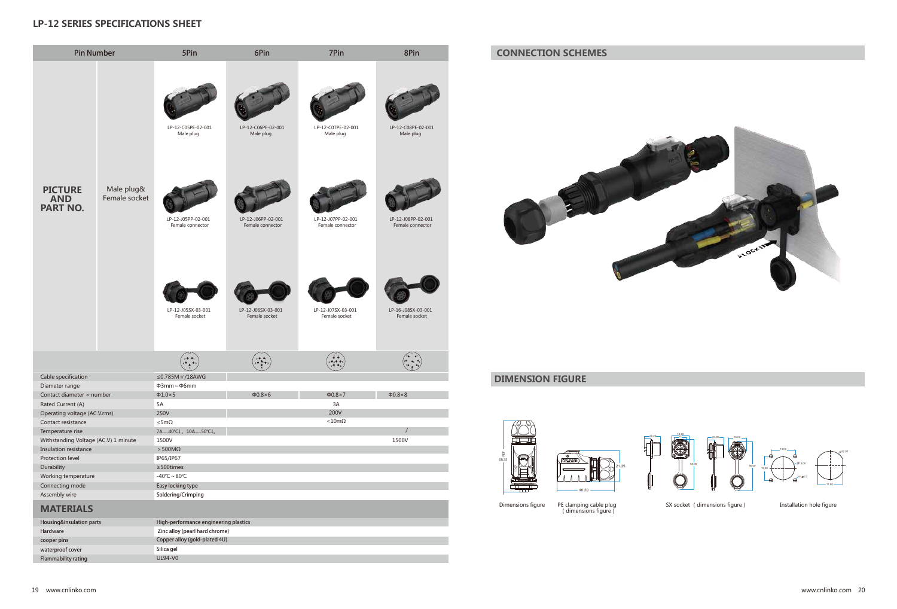## LP-12 SERIES SPECIFICATIONS SHEET

| Pin Number | | 5Pin | 6Pin | 7Pin | 8Pin |
|---|---|---|---|---|---|
| PICTURE AND PART NO. | Male plug& Female socket | LP-12-C05PE-02-001 Male plug | LP-12-C06PE-02-001 Male plug | LP-12-C07PE-02-001 Male plug | LP-12-C08PE-02-001 Male plug |
| | | LP-12-J05PP-02-001 Female connector | LP-12-J06PP-02-001 Female connector | LP-12-J07PP-02-001 Female connector | LP-12-J08PP-02-001 Female connector |
| | | LP-12-J05SX-03-001 Female socket | LP-12-J06SX-03-001 Female socket | LP-12-J07SX-03-001 Female socket | LP-16-J08SX-03-001 Female socket |
| Cable specification | | ≤0.785M㎡/18AWG | | | |
| Diameter range | | Φ3mm～Φ6mm | | | |
| Contact diameter × number | | Φ1.0×5 | Φ0.8×6 | Φ0.8×7 | Φ0.8×8 |
| Rated Current (A) | | 5A | | 3A | |
| Operating voltage (AC.V.rms) | | 250V | | 200V | |
| Contact resistance | | <5mΩ | | <10mΩ | |
| Temperature rise | | 7A.....40℃↓, 10A.....50℃↓. | | | / |
| Withstanding Voltage (AC.V) 1 minute | | 1500V | | | 1500V |
| Insulation resistance | | >500MΩ | | | |
| Protection level | | IP65/IP67 | | | |
| Durability | | ≥500times | | | |
| Working temperature | | -40℃～80℃ | | | |
| Connecting mode | | Easy locking type | | | |
| Assembly wire | | Soldering/Crimping | | | |

## MATERIALS

| | |
|---|---|
| **Housing&insulation parts** | **High-performance engineering plastics** |
| **Hardware** | **Zinc alloy (pearl hard chrome)** |
| **cooper pins** | **Copper alloy (gold-plated 4U)** |
| **waterproof cover** | **Silica gel** |
| **Flammability rating** | UL94-V0 |

## CONNECTION SCHEMES

LOCK

## DIMENSION FIGURE

58.25

21.35

46.20

Dimensions figure

PE clamping cable plug ( dimensions figure )

SX socket ( dimensions figure )

Installation hole figure